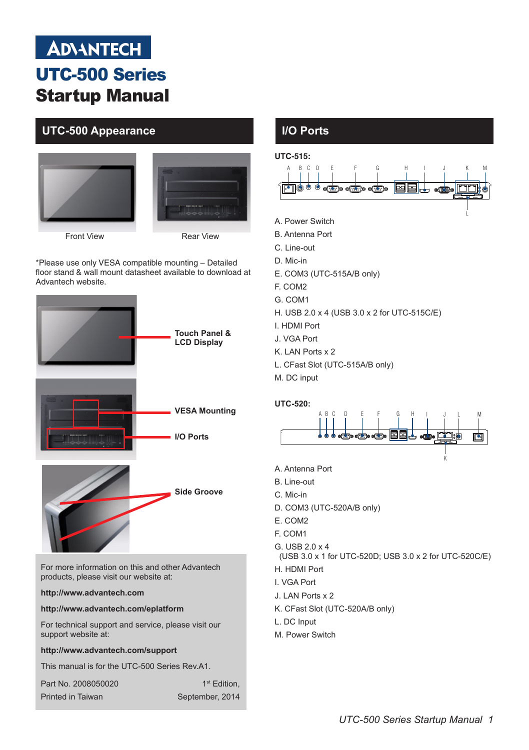# ADVANTECH

# UTC-500 Series
# Startup Manual

## UTC-500 Appearance

Front View

Rear View

*Please use only VESA compatible mounting – Detailed floor stand & wall mount datasheet available to download at Advantech website.

**Touch Panel & LCD Display**

**VESA Mounting**

**I/O Ports**

**Side Groove**

For more information on this and other Advantech products, please visit our website at:

**http://www.advantech.com**

**http://www.advantech.com/eplatform**

For technical support and service, please visit our support website at:

**http://www.advantech.com/support**

This manual is for the UTC-500 Series Rev.A1.

Part No. 2008050020 — 1st Edition,

Printed in Taiwan — September, 2014

## I/O Ports

**UTC-515:**

A. Power Switch
B. Antenna Port
C. Line-out
D. Mic-in
E. COM3 (UTC-515A/B only)
F. COM2
G. COM1
H. USB 2.0 x 4 (USB 3.0 x 2 for UTC-515C/E)
I. HDMI Port
J. VGA Port
K. LAN Ports x 2
L. CFast Slot (UTC-515A/B only)
M. DC input

**UTC-520:**

A. Antenna Port
B. Line-out
C. Mic-in
D. COM3 (UTC-520A/B only)
E. COM2
F. COM1
G. USB 2.0 x 4
(USB 3.0 x 1 for UTC-520D; USB 3.0 x 2 for UTC-520C/E)
H. HDMI Port
I. VGA Port
J. LAN Ports x 2
K. CFast Slot (UTC-520A/B only)
L. DC Input
M. Power Switch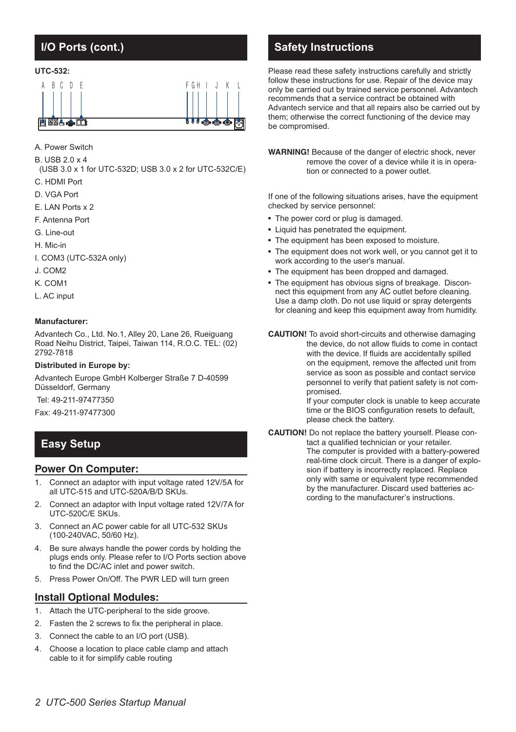## I/O Ports (cont.)

**UTC-532:**

A B C D E F G H I J K L

A. Power Switch

B. USB 2.0 x 4
(USB 3.0 x 1 for UTC-532D; USB 3.0 x 2 for UTC-532C/E)

C. HDMI Port

D. VGA Port

E. LAN Ports x 2

F. Antenna Port

G. Line-out

H. Mic-in

I. COM3 (UTC-532A only)

J. COM2

K. COM1

L. AC input

**Manufacturer:**

Advantech Co., Ltd. No.1, Alley 20, Lane 26, Rueiguang Road Neihu District, Taipei, Taiwan 114, R.O.C. TEL: (02) 2792-7818

**Distributed in Europe by:**

Advantech Europe GmbH Kolberger Straße 7 D-40599 Düsseldorf, Germany

Tel: 49-211-97477350

Fax: 49-211-97477300

## Easy Setup

### Power On Computer:

1. Connect an adaptor with input voltage rated 12V/5A for all UTC-515 and UTC-520A/B/D SKUs.
2. Connect an adaptor with Input voltage rated 12V/7A for UTC-520C/E SKUs.
3. Connect an AC power cable for all UTC-532 SKUs (100-240VAC, 50/60 Hz).
4. Be sure always handle the power cords by holding the plugs ends only. Please refer to I/O Ports section above to find the DC/AC inlet and power switch.
5. Press Power On/Off. The PWR LED will turn green

### Install Optional Modules:

1. Attach the UTC-peripheral to the side groove.
2. Fasten the 2 screws to fix the peripheral in place.
3. Connect the cable to an I/O port (USB).
4. Choose a location to place cable clamp and attach cable to it for simplify cable routing

## Safety Instructions

Please read these safety instructions carefully and strictly follow these instructions for use. Repair of the device may only be carried out by trained service personnel. Advantech recommends that a service contract be obtained with Advantech service and that all repairs also be carried out by them; otherwise the correct functioning of the device may be compromised.

**WARNING!** Because of the danger of electric shock, never remove the cover of a device while it is in operation or connected to a power outlet.

If one of the following situations arises, have the equipment checked by service personnel:

- The power cord or plug is damaged.
- Liquid has penetrated the equipment.
- The equipment has been exposed to moisture.
- The equipment does not work well, or you cannot get it to work according to the user's manual.
- The equipment has been dropped and damaged.
- The equipment has obvious signs of breakage. Disconnect this equipment from any AC outlet before cleaning. Use a damp cloth. Do not use liquid or spray detergents for cleaning and keep this equipment away from humidity.

**CAUTION!** To avoid short-circuits and otherwise damaging the device, do not allow fluids to come in contact with the device. If fluids are accidentally spilled on the equipment, remove the affected unit from service as soon as possible and contact service personnel to verify that patient safety is not compromised.
If your computer clock is unable to keep accurate time or the BIOS configuration resets to default, please check the battery.

**CAUTION!** Do not replace the battery yourself. Please contact a qualified technician or your retailer.
The computer is provided with a battery-powered real-time clock circuit. There is a danger of explosion if battery is incorrectly replaced. Replace only with same or equivalent type recommended by the manufacturer. Discard used batteries according to the manufacturer's instructions.